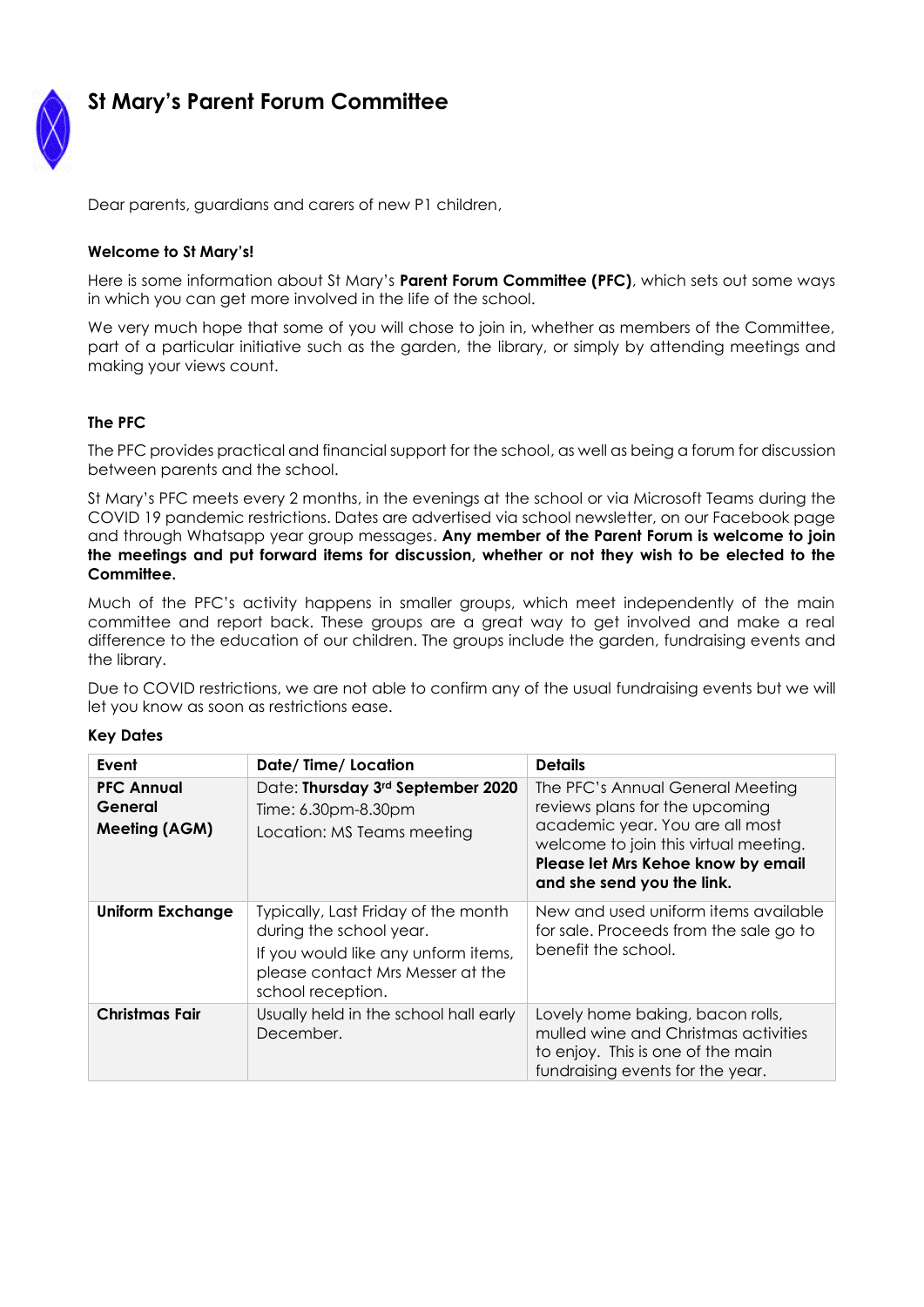# St Mary's Parent Forum Committee

Dear parents, guardians and carers of new P1 children,

**Welcome to St Mary's!**

Here is some information about St Mary's **Parent Forum Committee (PFC)**, which sets out some ways in which you can get more involved in the life of the school.

We very much hope that some of you will chose to join in, whether as members of the Committee, part of a particular initiative such as the garden, the library, or simply by attending meetings and making your views count.

**The PFC**

The PFC provides practical and financial support for the school, as well as being a forum for discussion between parents and the school.

St Mary's PFC meets every 2 months, in the evenings at the school or via Microsoft Teams during the COVID 19 pandemic restrictions. Dates are advertised via school newsletter, on our Facebook page and through Whatsapp year group messages. **Any member of the Parent Forum is welcome to join the meetings and put forward items for discussion, whether or not they wish to be elected to the Committee.**

Much of the PFC's activity happens in smaller groups, which meet independently of the main committee and report back. These groups are a great way to get involved and make a real difference to the education of our children. The groups include the garden, fundraising events and the library.

Due to COVID restrictions, we are not able to confirm any of the usual fundraising events but we will let you know as soon as restrictions ease.

**Key Dates**

| Event | Date/ Time/ Location | Details |
|---|---|---|
| **PFC Annual General Meeting (AGM)** | Date: **Thursday 3rd September 2020**<br>Time: 6.30pm-8.30pm<br>Location: MS Teams meeting | The PFC's Annual General Meeting reviews plans for the upcoming academic year. You are all most welcome to join this virtual meeting. **Please let Mrs Kehoe know by email and she send you the link.** |
| **Uniform Exchange** | Typically, Last Friday of the month during the school year.<br>If you would like any unform items, please contact Mrs Messer at the school reception. | New and used uniform items available for sale. Proceeds from the sale go to benefit the school. |
| **Christmas Fair** | Usually held in the school hall early December. | Lovely home baking, bacon rolls, mulled wine and Christmas activities to enjoy. This is one of the main fundraising events for the year. |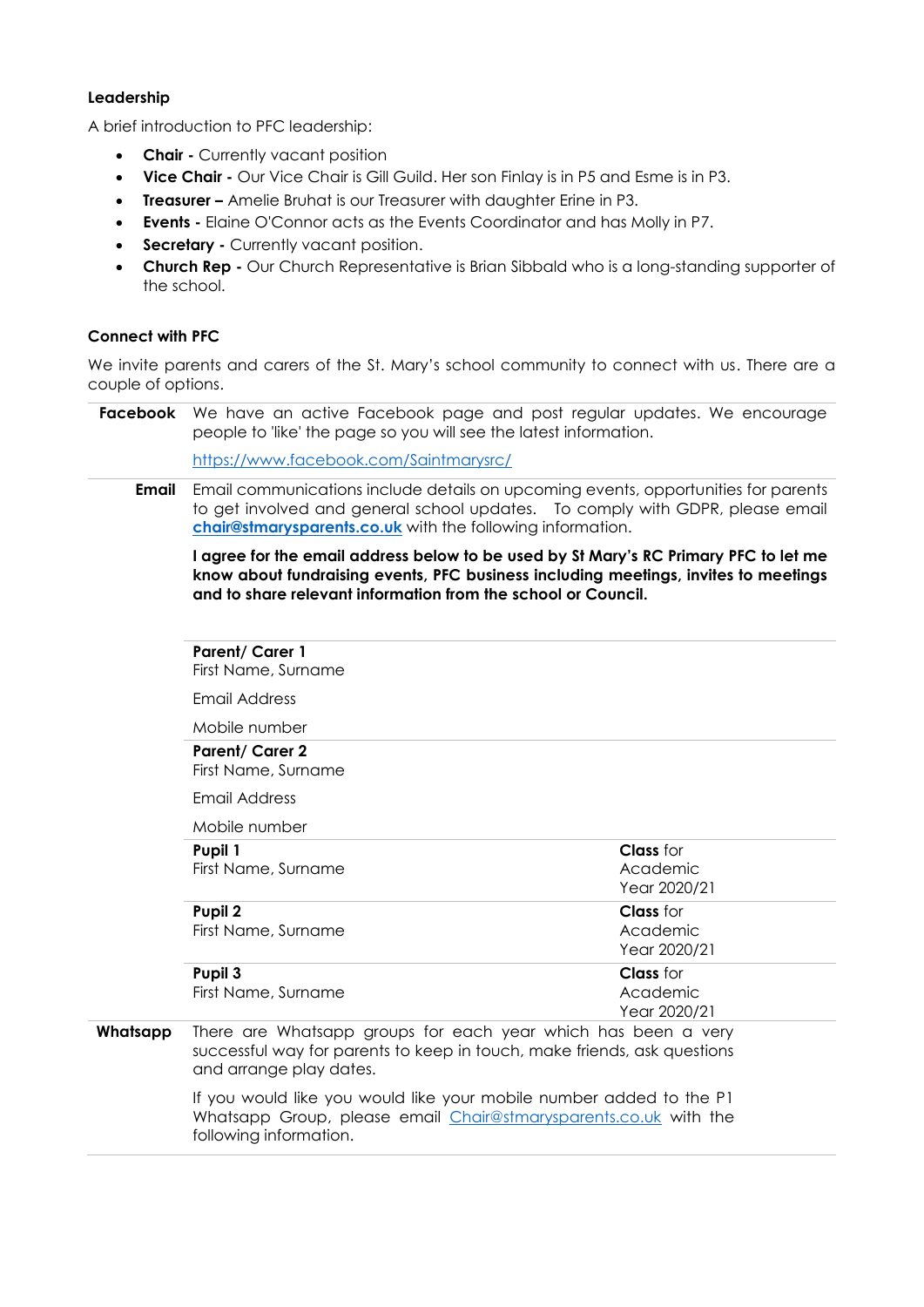**Leadership**

A brief introduction to PFC leadership:

- **Chair -** Currently vacant position
- **Vice Chair -** Our Vice Chair is Gill Guild. Her son Finlay is in P5 and Esme is in P3.
- **Treasurer –** Amelie Bruhat is our Treasurer with daughter Erine in P3.
- **Events -** Elaine O'Connor acts as the Events Coordinator and has Molly in P7.
- **Secretary -** Currently vacant position.
- **Church Rep -** Our Church Representative is Brian Sibbald who is a long-standing supporter of the school.

**Connect with PFC**

We invite parents and carers of the St. Mary's school community to connect with us. There are a couple of options.

**Facebook**

We have an active Facebook page and post regular updates. We encourage people to 'like' the page so you will see the latest information.

https://www.facebook.com/Saintmarysrc/

**Email**

Email communications include details on upcoming events, opportunities for parents to get involved and general school updates. To comply with GDPR, please email **chair@stmarysparents.co.uk** with the following information.

**I agree for the email address below to be used by St Mary's RC Primary PFC to let me know about fundraising events, PFC business including meetings, invites to meetings and to share relevant information from the school or Council.**

| | |
|---|---|
| **Parent/ Carer 1**<br>First Name, Surname<br>Email Address<br>Mobile number | |
| **Parent/ Carer 2**<br>First Name, Surname<br>Email Address<br>Mobile number | |
| **Pupil 1**<br>First Name, Surname | **Class** for Academic Year 2020/21 |
| **Pupil 2**<br>First Name, Surname | **Class** for Academic Year 2020/21 |
| **Pupil 3**<br>First Name, Surname | **Class** for Academic Year 2020/21 |

**Whatsapp**

There are Whatsapp groups for each year which has been a very successful way for parents to keep in touch, make friends, ask questions and arrange play dates.

If you would like you would like your mobile number added to the P1 Whatsapp Group, please email Chair@stmarysparents.co.uk with the following information.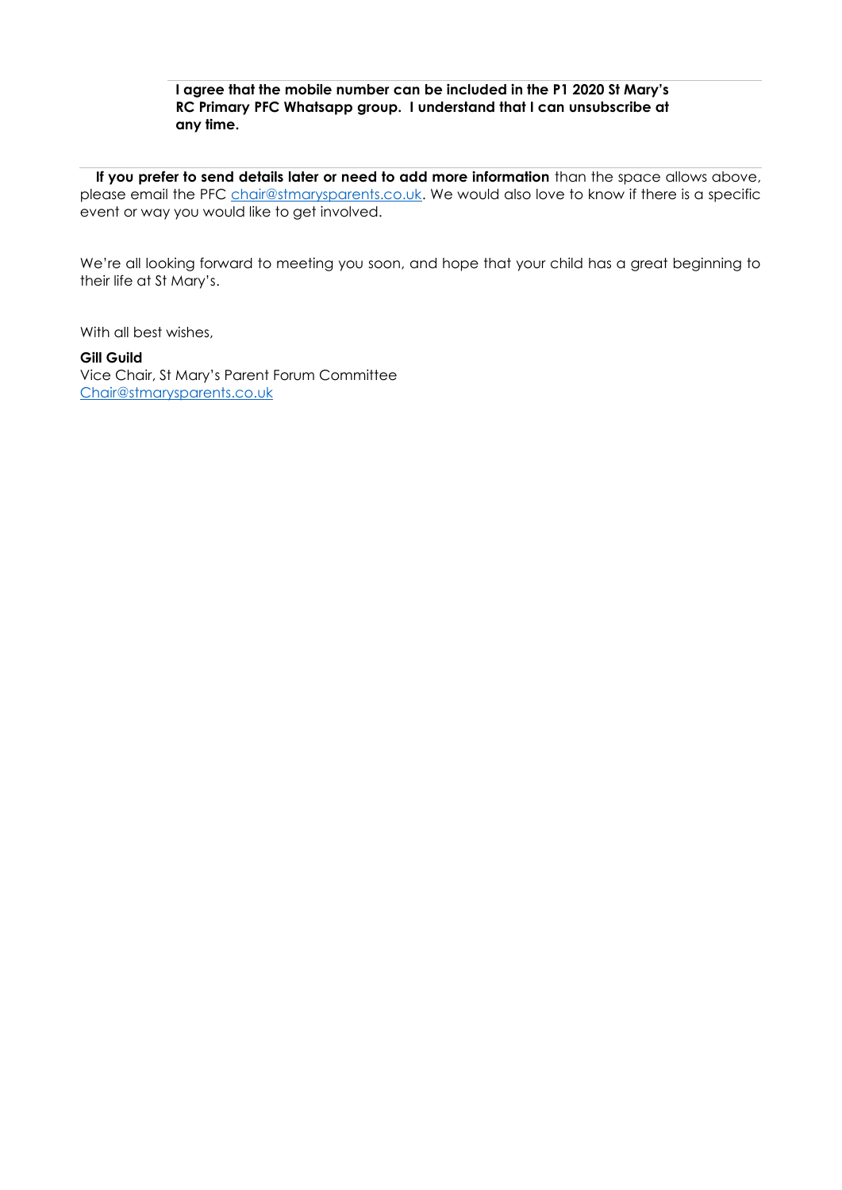**I agree that the mobile number can be included in the P1 2020 St Mary's RC Primary PFC Whatsapp group. I understand that I can unsubscribe at any time.**

**If you prefer to send details later or need to add more information** than the space allows above, please email the PFC chair@stmarysparents.co.uk. We would also love to know if there is a specific event or way you would like to get involved.

We're all looking forward to meeting you soon, and hope that your child has a great beginning to their life at St Mary's.

With all best wishes,

**Gill Guild**
Vice Chair, St Mary's Parent Forum Committee
Chair@stmarysparents.co.uk